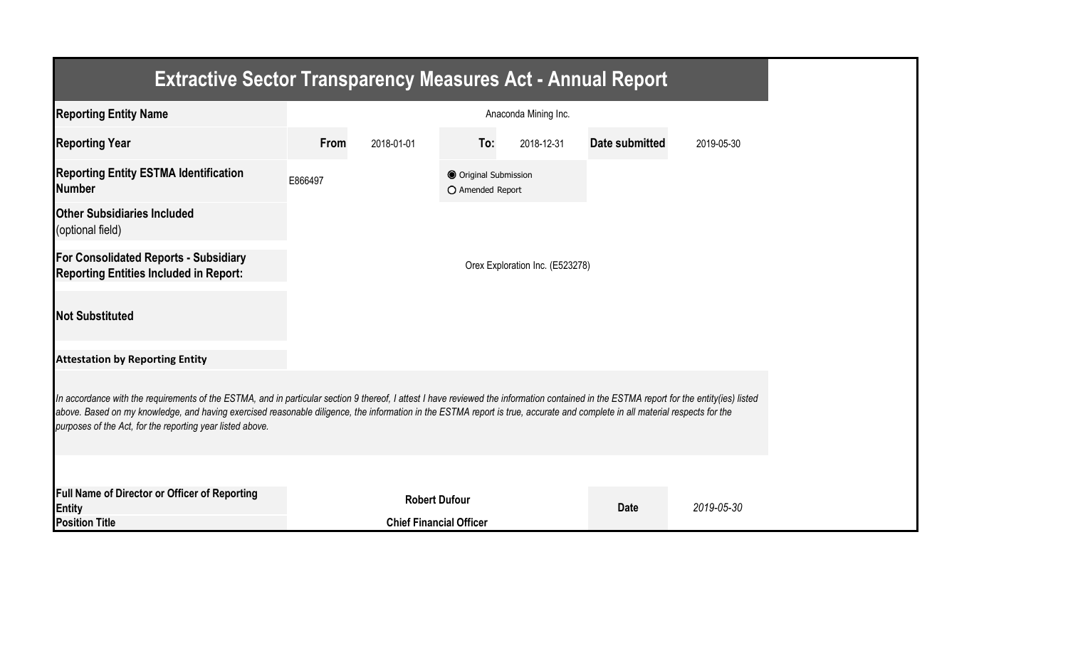# Extractive Sector Transparency Measures Act - Annual Report

| | | | | | | |
|---|---|---|---|---|---|---|
| **Reporting Entity Name** | Anaconda Mining Inc. | | | | | |
| **Reporting Year** | **From** | 2018-01-01 | **To:** | 2018-12-31 | **Date submitted** | 2019-05-30 |
| **Reporting Entity ESTMA Identification Number** | E866497 | | ◉ Original Submission<br>○ Amended Report | | | |
| **Other Subsidiaries Included** (optional field) | | | | | | |
| **For Consolidated Reports - Subsidiary Reporting Entities Included in Report:** | Orex Exploration Inc. (E523278) | | | | | |
| **Not Substituted** | | | | | | |

**Attestation by Reporting Entity**

*In accordance with the requirements of the ESTMA, and in particular section 9 thereof, I attest I have reviewed the information contained in the ESTMA report for the entity(ies) listed above. Based on my knowledge, and having exercised reasonable diligence, the information in the ESTMA report is true, accurate and complete in all material respects for the purposes of the Act, for the reporting year listed above.*

| | | | |
|---|---|---|---|
| **Full Name of Director or Officer of Reporting Entity** | **Robert Dufour** | **Date** | *2019-05-30* |
| **Position Title** | **Chief Financial Officer** | | |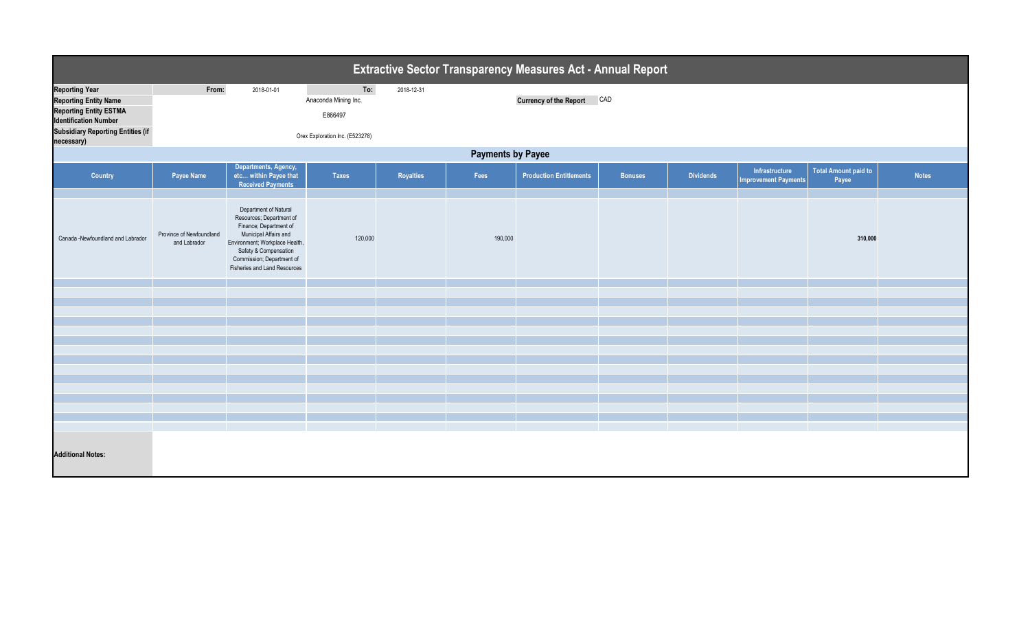# Extractive Sector Transparency Measures Act - Annual Report

| | | | | |
|---|---|---|---|---|
| **Reporting Year** | From: | 2018-01-01 | To: | 2018-12-31 |
| **Reporting Entity Name** | | Anaconda Mining Inc. | | |
| **Reporting Entity ESTMA Identification Number** | | E866497 | | |
| **Subsidiary Reporting Entities (if necessary)** | | Orex Exploration Inc. (E523278) | | |

**Currency of the Report** CAD

## Payments by Payee

| Country | Payee Name | Departments, Agency, etc... within Payee that Received Payments | Taxes | Royalties | Fees | Production Entitlements | Bonuses | Dividends | Infrastructure Improvement Payments | Total Amount paid to Payee | Notes |
|---|---|---|---|---|---|---|---|---|---|---|---|
| Canada -Newfoundland and Labrador | Province of Newfoundland and Labrador | Department of Natural Resources; Department of Finance; Department of Municipal Affairs and Environment; Workplace Health, Safety & Compensation Commission; Department of Fisheries and Land Resources | 120,000 | | 190,000 | | | | | **310,000** | |

**Additional Notes:**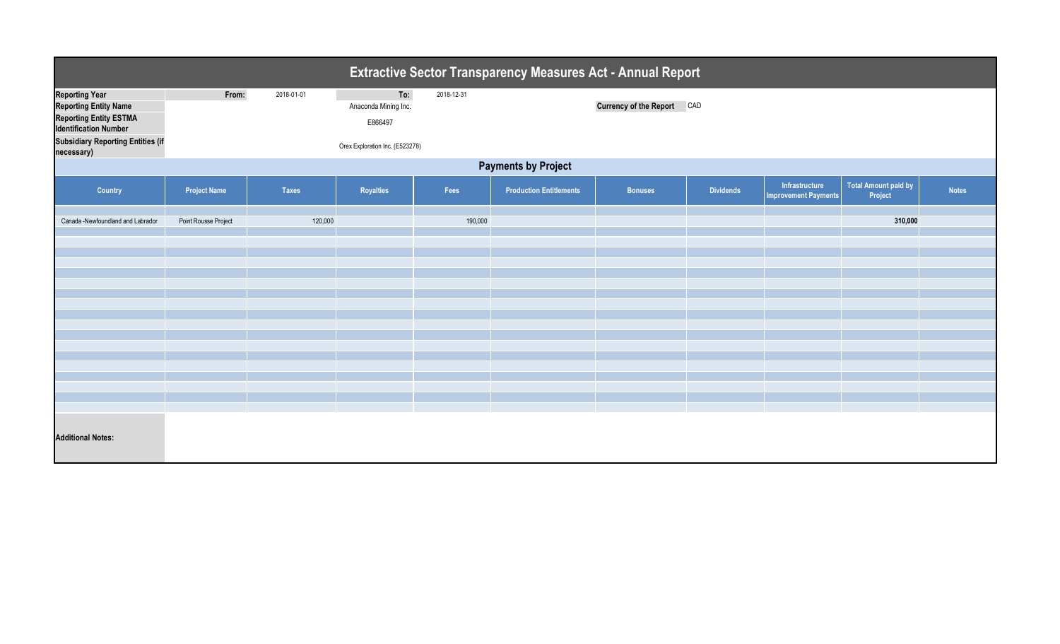# Extractive Sector Transparency Measures Act - Annual Report

| | | | | | |
|---|---|---|---|---|---|
| **Reporting Year** | **From:** | 2018-01-01 | **To:** | 2018-12-31 | |
| **Reporting Entity Name** | | Anaconda Mining Inc. | | **Currency of the Report** | CAD |
| **Reporting Entity ESTMA Identification Number** | | E866497 | | | |
| **Subsidiary Reporting Entities (if necessary)** | | Orex Exploration Inc. (E523278) | | | |

## Payments by Project

| Country | Project Name | Taxes | Royalties | Fees | Production Entitlements | Bonuses | Dividends | Infrastructure Improvement Payments | Total Amount paid by Project | Notes |
|---|---|---|---|---|---|---|---|---|---|---|
| Canada -Newfoundland and Labrador | Point Rousse Project | 120,000 | | 190,000 | | | | | **310,000** | |

**Additional Notes:**